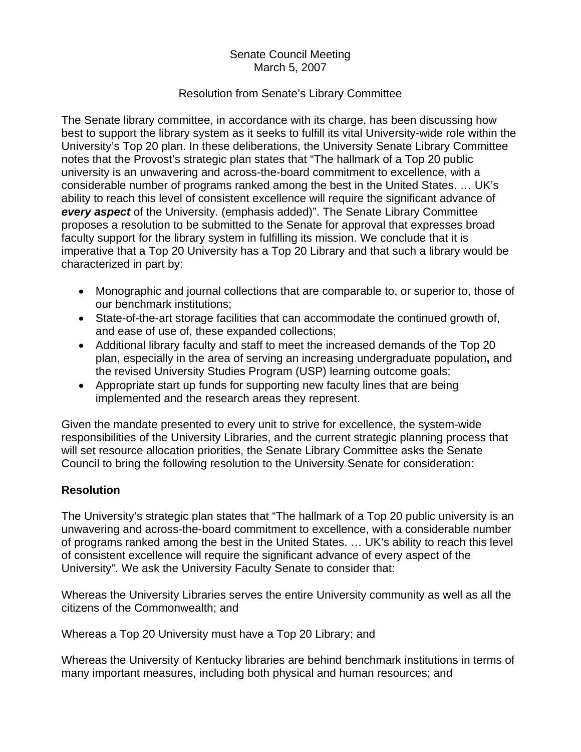Senate Council Meeting
March 5, 2007

Resolution from Senate's Library Committee

The Senate library committee, in accordance with its charge, has been discussing how best to support the library system as it seeks to fulfill its vital University-wide role within the University's Top 20 plan. In these deliberations, the University Senate Library Committee notes that the Provost's strategic plan states that "The hallmark of a Top 20 public university is an unwavering and across-the-board commitment to excellence, with a considerable number of programs ranked among the best in the United States. … UK's ability to reach this level of consistent excellence will require the significant advance of ***every aspect*** of the University. (emphasis added)". The Senate Library Committee proposes a resolution to be submitted to the Senate for approval that expresses broad faculty support for the library system in fulfilling its mission. We conclude that it is imperative that a Top 20 University has a Top 20 Library and that such a library would be characterized in part by:

- Monographic and journal collections that are comparable to, or superior to, those of our benchmark institutions;
- State-of-the-art storage facilities that can accommodate the continued growth of, and ease of use of, these expanded collections;
- Additional library faculty and staff to meet the increased demands of the Top 20 plan, especially in the area of serving an increasing undergraduate population**,** and the revised University Studies Program (USP) learning outcome goals;
- Appropriate start up funds for supporting new faculty lines that are being implemented and the research areas they represent.

Given the mandate presented to every unit to strive for excellence, the system-wide responsibilities of the University Libraries, and the current strategic planning process that will set resource allocation priorities, the Senate Library Committee asks the Senate Council to bring the following resolution to the University Senate for consideration:

## Resolution

The University's strategic plan states that "The hallmark of a Top 20 public university is an unwavering and across-the-board commitment to excellence, with a considerable number of programs ranked among the best in the United States. … UK's ability to reach this level of consistent excellence will require the significant advance of every aspect of the University". We ask the University Faculty Senate to consider that:

Whereas the University Libraries serves the entire University community as well as all the citizens of the Commonwealth; and

Whereas a Top 20 University must have a Top 20 Library; and

Whereas the University of Kentucky libraries are behind benchmark institutions in terms of many important measures, including both physical and human resources; and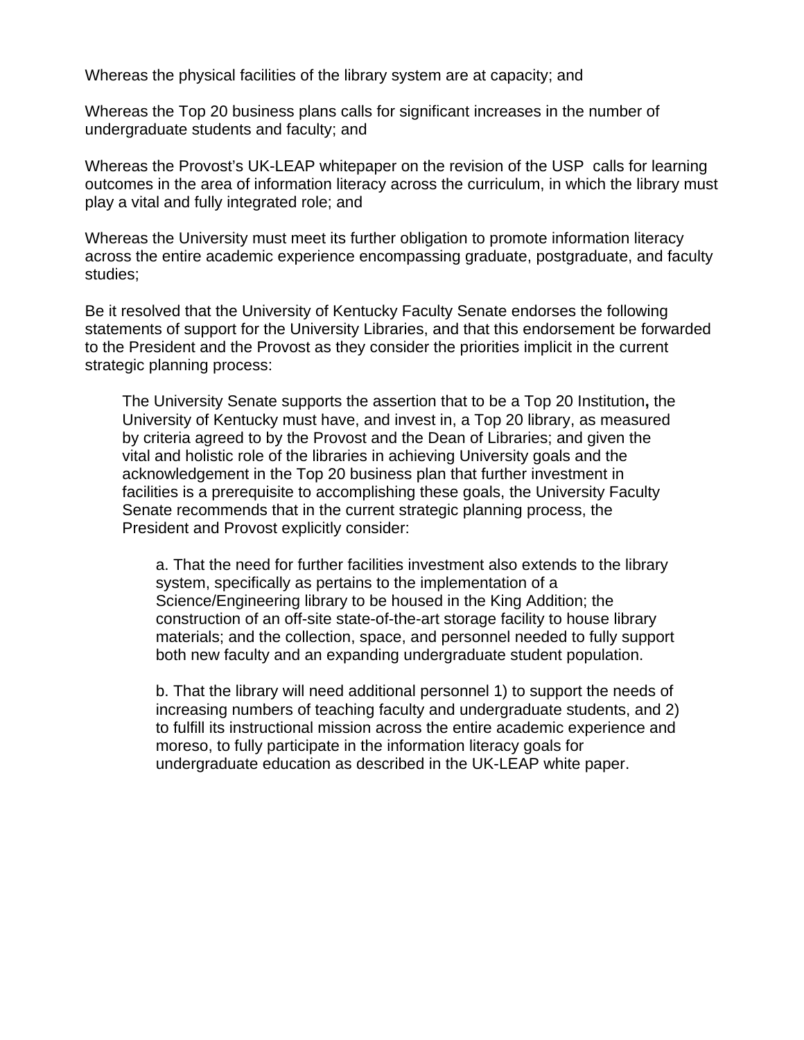Whereas the physical facilities of the library system are at capacity; and

Whereas the Top 20 business plans calls for significant increases in the number of undergraduate students and faculty; and

Whereas the Provost's UK-LEAP whitepaper on the revision of the USP calls for learning outcomes in the area of information literacy across the curriculum, in which the library must play a vital and fully integrated role; and

Whereas the University must meet its further obligation to promote information literacy across the entire academic experience encompassing graduate, postgraduate, and faculty studies;

Be it resolved that the University of Kentucky Faculty Senate endorses the following statements of support for the University Libraries, and that this endorsement be forwarded to the President and the Provost as they consider the priorities implicit in the current strategic planning process:

> The University Senate supports the assertion that to be a Top 20 Institution**,** the University of Kentucky must have, and invest in, a Top 20 library, as measured by criteria agreed to by the Provost and the Dean of Libraries; and given the vital and holistic role of the libraries in achieving University goals and the acknowledgement in the Top 20 business plan that further investment in facilities is a prerequisite to accomplishing these goals, the University Faculty Senate recommends that in the current strategic planning process, the President and Provost explicitly consider:
>
> > a. That the need for further facilities investment also extends to the library system, specifically as pertains to the implementation of a Science/Engineering library to be housed in the King Addition; the construction of an off-site state-of-the-art storage facility to house library materials; and the collection, space, and personnel needed to fully support both new faculty and an expanding undergraduate student population.
> >
> > b. That the library will need additional personnel 1) to support the needs of increasing numbers of teaching faculty and undergraduate students, and 2) to fulfill its instructional mission across the entire academic experience and moreso, to fully participate in the information literacy goals for undergraduate education as described in the UK-LEAP white paper.